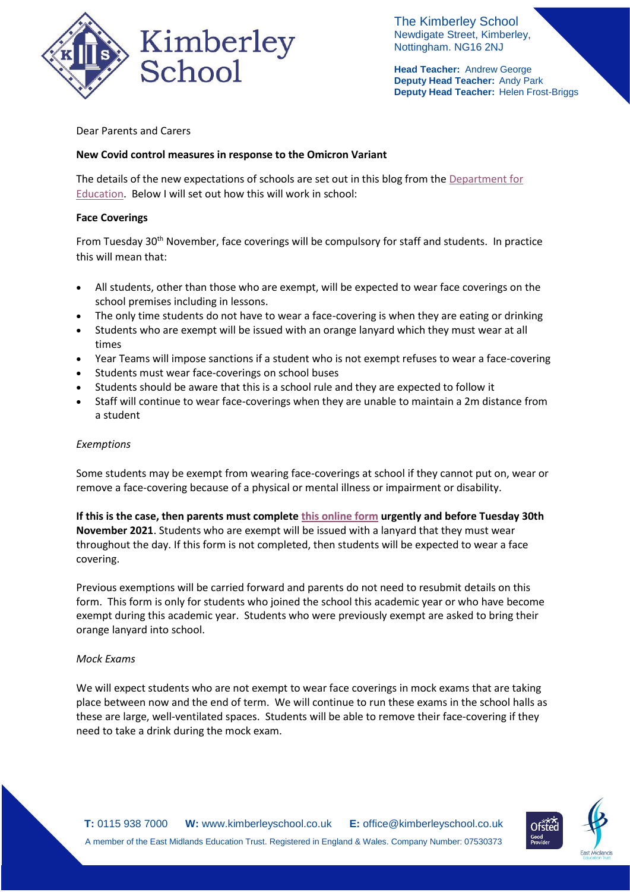The Kimberley School
Newdigate Street, Kimberley,
Nottingham. NG16 2NJ

**Head Teacher:** Andrew George
**Deputy Head Teacher:** Andy Park
**Deputy Head Teacher:** Helen Frost-Briggs

Dear Parents and Carers

**New Covid control measures in response to the Omicron Variant**

The details of the new expectations of schools are set out in this blog from the Department for Education. Below I will set out how this will work in school:

**Face Coverings**

From Tuesday 30th November, face coverings will be compulsory for staff and students. In practice this will mean that:

- All students, other than those who are exempt, will be expected to wear face coverings on the school premises including in lessons.
- The only time students do not have to wear a face-covering is when they are eating or drinking
- Students who are exempt will be issued with an orange lanyard which they must wear at all times
- Year Teams will impose sanctions if a student who is not exempt refuses to wear a face-covering
- Students must wear face-coverings on school buses
- Students should be aware that this is a school rule and they are expected to follow it
- Staff will continue to wear face-coverings when they are unable to maintain a 2m distance from a student

*Exemptions*

Some students may be exempt from wearing face-coverings at school if they cannot put on, wear or remove a face-covering because of a physical or mental illness or impairment or disability.

**If this is the case, then parents must complete this online form urgently and before Tuesday 30th November 2021**. Students who are exempt will be issued with a lanyard that they must wear throughout the day. If this form is not completed, then students will be expected to wear a face covering.

Previous exemptions will be carried forward and parents do not need to resubmit details on this form. This form is only for students who joined the school this academic year or who have become exempt during this academic year. Students who were previously exempt are asked to bring their orange lanyard into school.

*Mock Exams*

We will expect students who are not exempt to wear face coverings in mock exams that are taking place between now and the end of term. We will continue to run these exams in the school halls as these are large, well-ventilated spaces. Students will be able to remove their face-covering if they need to take a drink during the mock exam.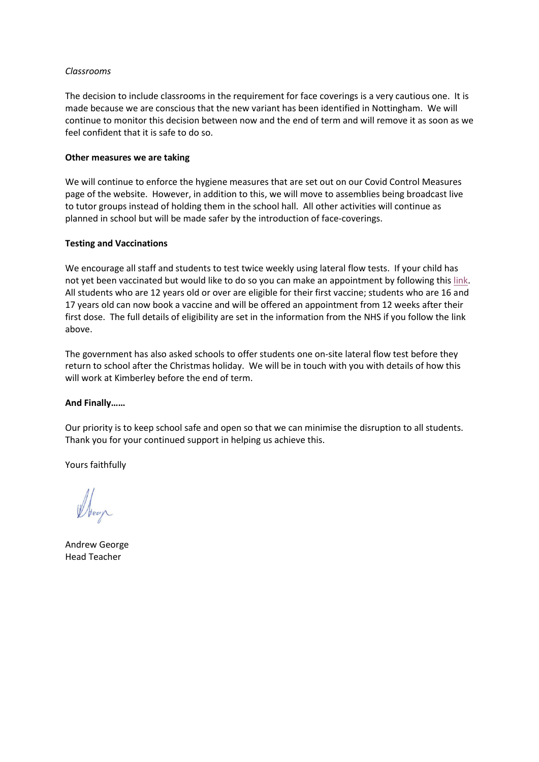*Classrooms*

The decision to include classrooms in the requirement for face coverings is a very cautious one. It is made because we are conscious that the new variant has been identified in Nottingham. We will continue to monitor this decision between now and the end of term and will remove it as soon as we feel confident that it is safe to do so.

**Other measures we are taking**

We will continue to enforce the hygiene measures that are set out on our Covid Control Measures page of the website. However, in addition to this, we will move to assemblies being broadcast live to tutor groups instead of holding them in the school hall. All other activities will continue as planned in school but will be made safer by the introduction of face-coverings.

**Testing and Vaccinations**

We encourage all staff and students to test twice weekly using lateral flow tests. If your child has not yet been vaccinated but would like to do so you can make an appointment by following this link. All students who are 12 years old or over are eligible for their first vaccine; students who are 16 and 17 years old can now book a vaccine and will be offered an appointment from 12 weeks after their first dose. The full details of eligibility are set in the information from the NHS if you follow the link above.

The government has also asked schools to offer students one on-site lateral flow test before they return to school after the Christmas holiday. We will be in touch with you with details of how this will work at Kimberley before the end of term.

**And Finally……**

Our priority is to keep school safe and open so that we can minimise the disruption to all students. Thank you for your continued support in helping us achieve this.

Yours faithfully

Andrew George
Head Teacher